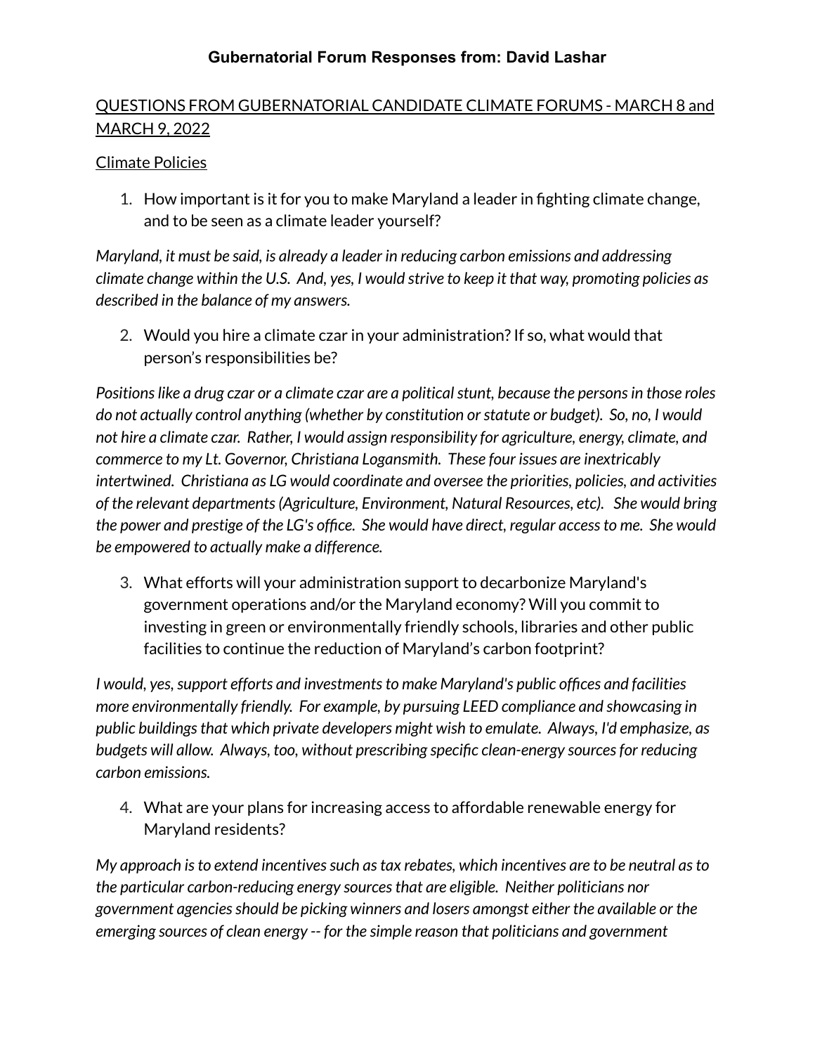# Gubernatorial Forum Responses from: David Lashar

QUESTIONS FROM GUBERNATORIAL CANDIDATE CLIMATE FORUMS - MARCH 8 and MARCH 9, 2022

## Climate Policies

1. How important is it for you to make Maryland a leader in fighting climate change, and to be seen as a climate leader yourself?

*Maryland, it must be said, is already a leader in reducing carbon emissions and addressing climate change within the U.S. And, yes, I would strive to keep it that way, promoting policies as described in the balance of my answers.*

2. Would you hire a climate czar in your administration? If so, what would that person's responsibilities be?

*Positions like a drug czar or a climate czar are a political stunt, because the persons in those roles do not actually control anything (whether by constitution or statute or budget). So, no, I would not hire a climate czar. Rather, I would assign responsibility for agriculture, energy, climate, and commerce to my Lt. Governor, Christiana Logansmith. These four issues are inextricably intertwined. Christiana as LG would coordinate and oversee the priorities, policies, and activities of the relevant departments (Agriculture, Environment, Natural Resources, etc). She would bring the power and prestige of the LG's office. She would have direct, regular access to me. She would be empowered to actually make a difference.*

3. What efforts will your administration support to decarbonize Maryland's government operations and/or the Maryland economy? Will you commit to investing in green or environmentally friendly schools, libraries and other public facilities to continue the reduction of Maryland's carbon footprint?

*I would, yes, support efforts and investments to make Maryland's public offices and facilities more environmentally friendly. For example, by pursuing LEED compliance and showcasing in public buildings that which private developers might wish to emulate. Always, I'd emphasize, as budgets will allow. Always, too, without prescribing specific clean-energy sources for reducing carbon emissions.*

4. What are your plans for increasing access to affordable renewable energy for Maryland residents?

*My approach is to extend incentives such as tax rebates, which incentives are to be neutral as to the particular carbon-reducing energy sources that are eligible. Neither politicians nor government agencies should be picking winners and losers amongst either the available or the emerging sources of clean energy -- for the simple reason that politicians and government*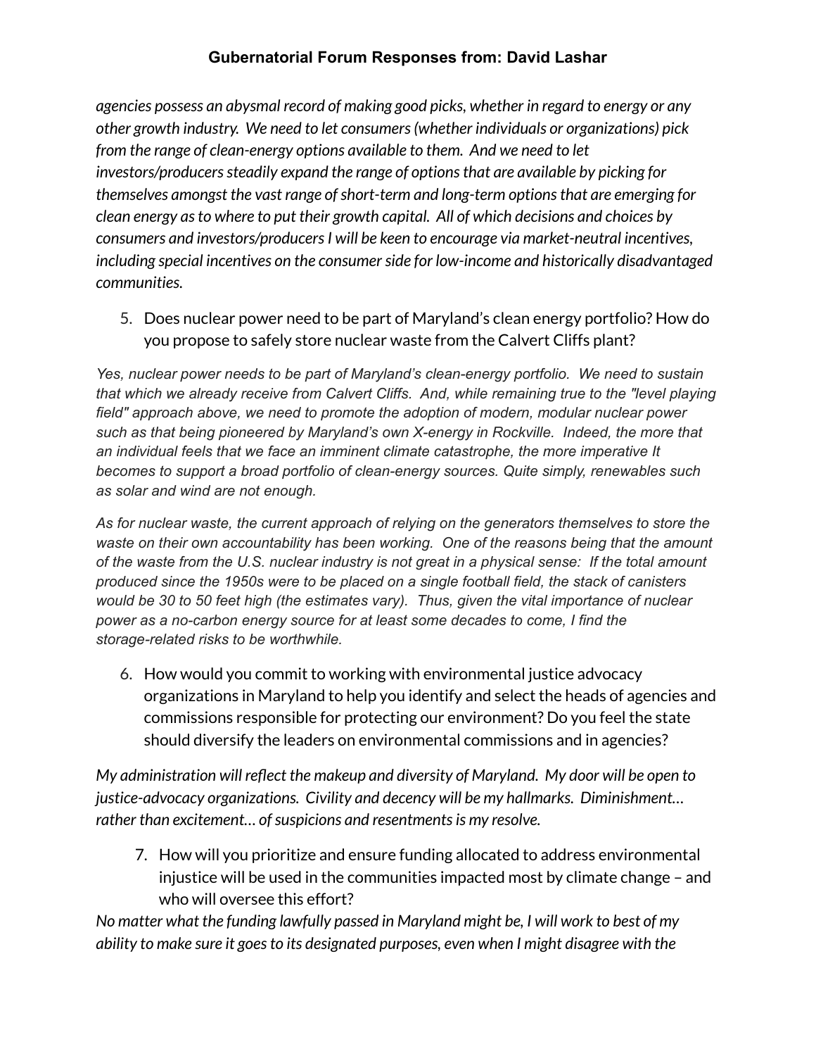*agencies possess an abysmal record of making good picks, whether in regard to energy or any other growth industry. We need to let consumers (whether individuals or organizations) pick from the range of clean-energy options available to them. And we need to let investors/producers steadily expand the range of options that are available by picking for themselves amongst the vast range of short-term and long-term options that are emerging for clean energy as to where to put their growth capital. All of which decisions and choices by consumers and investors/producers I will be keen to encourage via market-neutral incentives, including special incentives on the consumer side for low-income and historically disadvantaged communities.*

5. Does nuclear power need to be part of Maryland's clean energy portfolio? How do you propose to safely store nuclear waste from the Calvert Cliffs plant?

*Yes, nuclear power needs to be part of Maryland's clean-energy portfolio. We need to sustain that which we already receive from Calvert Cliffs. And, while remaining true to the "level playing field" approach above, we need to promote the adoption of modern, modular nuclear power such as that being pioneered by Maryland's own X-energy in Rockville. Indeed, the more that an individual feels that we face an imminent climate catastrophe, the more imperative It becomes to support a broad portfolio of clean-energy sources. Quite simply, renewables such as solar and wind are not enough.*

*As for nuclear waste, the current approach of relying on the generators themselves to store the waste on their own accountability has been working. One of the reasons being that the amount of the waste from the U.S. nuclear industry is not great in a physical sense: If the total amount produced since the 1950s were to be placed on a single football field, the stack of canisters would be 30 to 50 feet high (the estimates vary). Thus, given the vital importance of nuclear power as a no-carbon energy source for at least some decades to come, I find the storage-related risks to be worthwhile.*

6. How would you commit to working with environmental justice advocacy organizations in Maryland to help you identify and select the heads of agencies and commissions responsible for protecting our environment? Do you feel the state should diversify the leaders on environmental commissions and in agencies?

*My administration will reflect the makeup and diversity of Maryland. My door will be open to justice-advocacy organizations. Civility and decency will be my hallmarks. Diminishment… rather than excitement… of suspicions and resentments is my resolve.*

7. How will you prioritize and ensure funding allocated to address environmental injustice will be used in the communities impacted most by climate change – and who will oversee this effort?

*No matter what the funding lawfully passed in Maryland might be, I will work to best of my ability to make sure it goes to its designated purposes, even when I might disagree with the*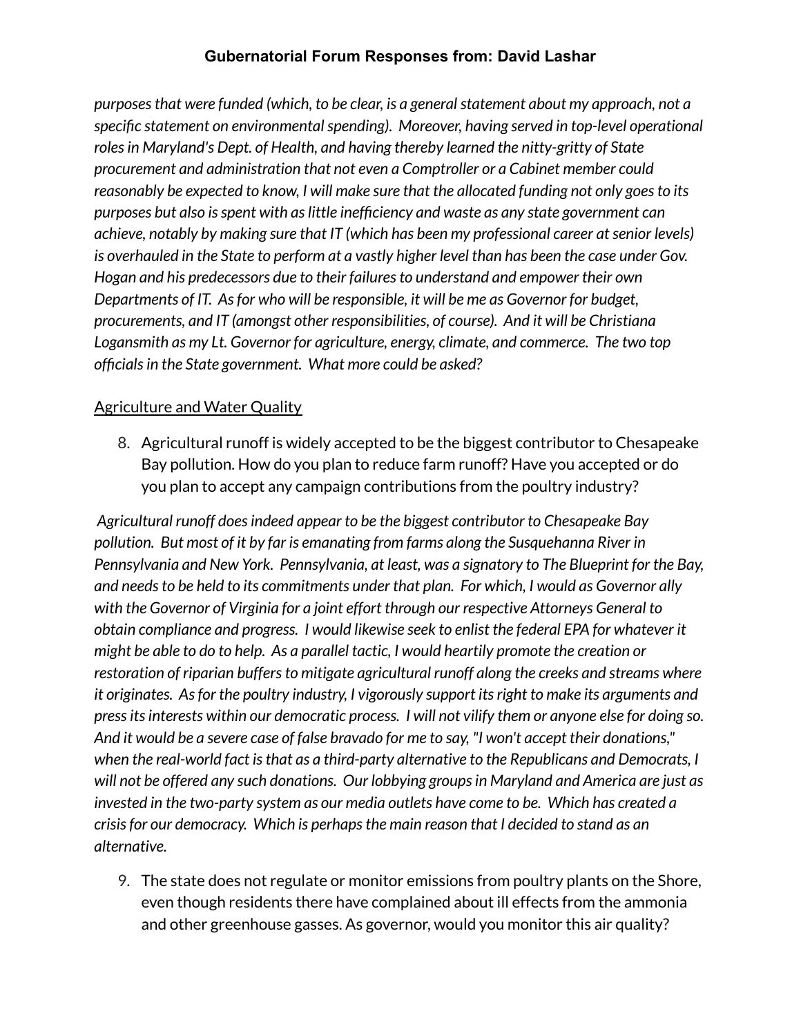*purposes that were funded (which, to be clear, is a general statement about my approach, not a specific statement on environmental spending). Moreover, having served in top-level operational roles in Maryland's Dept. of Health, and having thereby learned the nitty-gritty of State procurement and administration that not even a Comptroller or a Cabinet member could reasonably be expected to know, I will make sure that the allocated funding not only goes to its purposes but also is spent with as little inefficiency and waste as any state government can achieve, notably by making sure that IT (which has been my professional career at senior levels) is overhauled in the State to perform at a vastly higher level than has been the case under Gov. Hogan and his predecessors due to their failures to understand and empower their own Departments of IT. As for who will be responsible, it will be me as Governor for budget, procurements, and IT (amongst other responsibilities, of course). And it will be Christiana Logansmith as my Lt. Governor for agriculture, energy, climate, and commerce. The two top officials in the State government. What more could be asked?*

<u>Agriculture and Water Quality</u>

8. Agricultural runoff is widely accepted to be the biggest contributor to Chesapeake Bay pollution. How do you plan to reduce farm runoff? Have you accepted or do you plan to accept any campaign contributions from the poultry industry?

*Agricultural runoff does indeed appear to be the biggest contributor to Chesapeake Bay pollution. But most of it by far is emanating from farms along the Susquehanna River in Pennsylvania and New York. Pennsylvania, at least, was a signatory to The Blueprint for the Bay, and needs to be held to its commitments under that plan. For which, I would as Governor ally with the Governor of Virginia for a joint effort through our respective Attorneys General to obtain compliance and progress. I would likewise seek to enlist the federal EPA for whatever it might be able to do to help. As a parallel tactic, I would heartily promote the creation or restoration of riparian buffers to mitigate agricultural runoff along the creeks and streams where it originates. As for the poultry industry, I vigorously support its right to make its arguments and press its interests within our democratic process. I will not vilify them or anyone else for doing so. And it would be a severe case of false bravado for me to say, "I won't accept their donations," when the real-world fact is that as a third-party alternative to the Republicans and Democrats, I will not be offered any such donations. Our lobbying groups in Maryland and America are just as invested in the two-party system as our media outlets have come to be. Which has created a crisis for our democracy. Which is perhaps the main reason that I decided to stand as an alternative.*

9. The state does not regulate or monitor emissions from poultry plants on the Shore, even though residents there have complained about ill effects from the ammonia and other greenhouse gasses. As governor, would you monitor this air quality?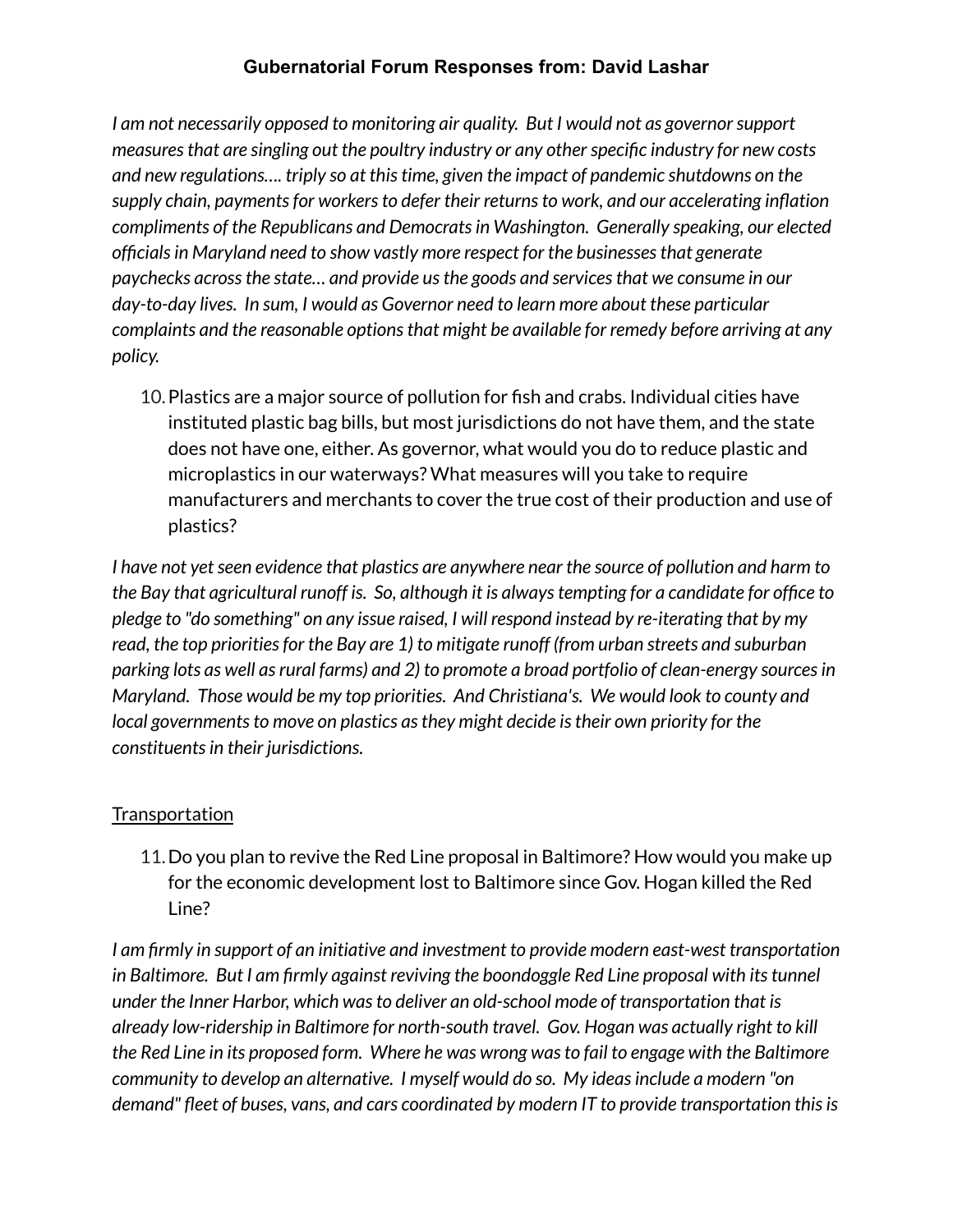**Gubernatorial Forum Responses from: David Lashar**

*I am not necessarily opposed to monitoring air quality. But I would not as governor support measures that are singling out the poultry industry or any other specific industry for new costs and new regulations…. triply so at this time, given the impact of pandemic shutdowns on the supply chain, payments for workers to defer their returns to work, and our accelerating inflation compliments of the Republicans and Democrats in Washington. Generally speaking, our elected officials in Maryland need to show vastly more respect for the businesses that generate paychecks across the state… and provide us the goods and services that we consume in our day-to-day lives. In sum, I would as Governor need to learn more about these particular complaints and the reasonable options that might be available for remedy before arriving at any policy.*

10. Plastics are a major source of pollution for fish and crabs. Individual cities have instituted plastic bag bills, but most jurisdictions do not have them, and the state does not have one, either. As governor, what would you do to reduce plastic and microplastics in our waterways? What measures will you take to require manufacturers and merchants to cover the true cost of their production and use of plastics?

*I have not yet seen evidence that plastics are anywhere near the source of pollution and harm to the Bay that agricultural runoff is. So, although it is always tempting for a candidate for office to pledge to "do something" on any issue raised, I will respond instead by re-iterating that by my read, the top priorities for the Bay are 1) to mitigate runoff (from urban streets and suburban parking lots as well as rural farms) and 2) to promote a broad portfolio of clean-energy sources in Maryland. Those would be my top priorities. And Christiana's. We would look to county and local governments to move on plastics as they might decide is their own priority for the constituents in their jurisdictions.*

<u>Transportation</u>

11. Do you plan to revive the Red Line proposal in Baltimore? How would you make up for the economic development lost to Baltimore since Gov. Hogan killed the Red Line?

*I am firmly in support of an initiative and investment to provide modern east-west transportation in Baltimore. But I am firmly against reviving the boondoggle Red Line proposal with its tunnel under the Inner Harbor, which was to deliver an old-school mode of transportation that is already low-ridership in Baltimore for north-south travel. Gov. Hogan was actually right to kill the Red Line in its proposed form. Where he was wrong was to fail to engage with the Baltimore community to develop an alternative. I myself would do so. My ideas include a modern "on demand" fleet of buses, vans, and cars coordinated by modern IT to provide transportation this is*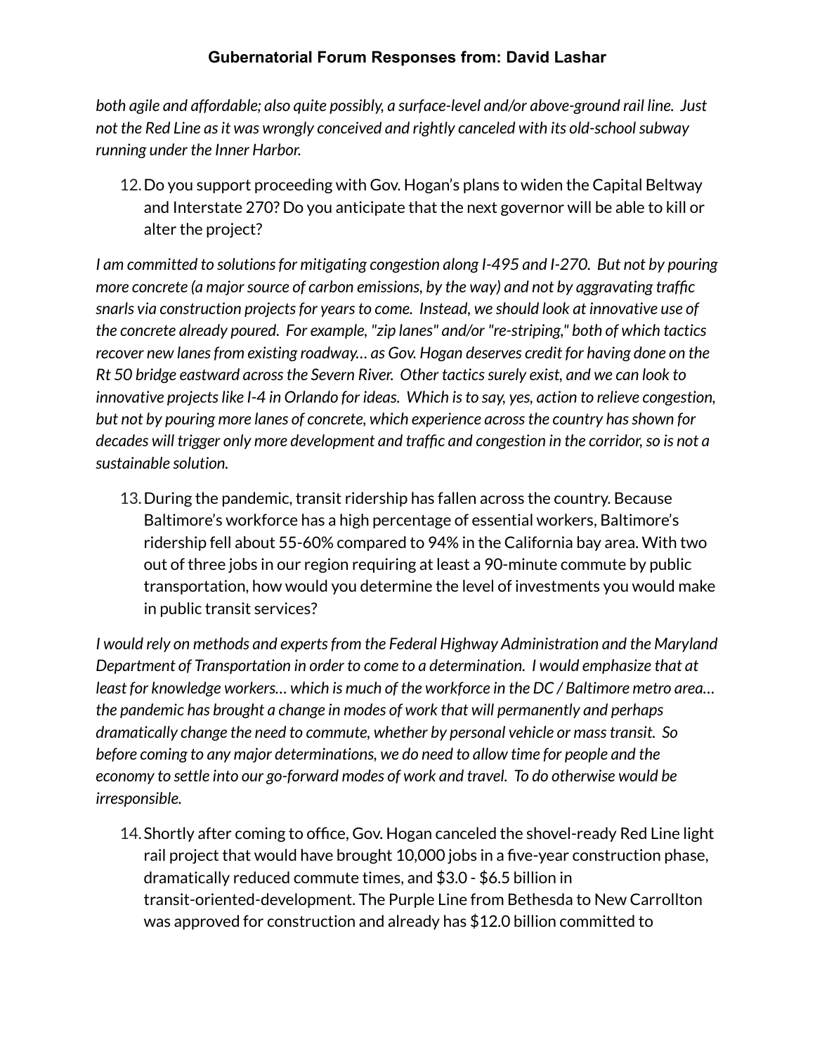*both agile and affordable; also quite possibly, a surface-level and/or above-ground rail line. Just not the Red Line as it was wrongly conceived and rightly canceled with its old-school subway running under the Inner Harbor.*

12. Do you support proceeding with Gov. Hogan's plans to widen the Capital Beltway and Interstate 270? Do you anticipate that the next governor will be able to kill or alter the project?

*I am committed to solutions for mitigating congestion along I-495 and I-270. But not by pouring more concrete (a major source of carbon emissions, by the way) and not by aggravating traffic snarls via construction projects for years to come. Instead, we should look at innovative use of the concrete already poured. For example, "zip lanes" and/or "re-striping," both of which tactics recover new lanes from existing roadway… as Gov. Hogan deserves credit for having done on the Rt 50 bridge eastward across the Severn River. Other tactics surely exist, and we can look to innovative projects like I-4 in Orlando for ideas. Which is to say, yes, action to relieve congestion, but not by pouring more lanes of concrete, which experience across the country has shown for decades will trigger only more development and traffic and congestion in the corridor, so is not a sustainable solution.*

13. During the pandemic, transit ridership has fallen across the country. Because Baltimore's workforce has a high percentage of essential workers, Baltimore's ridership fell about 55-60% compared to 94% in the California bay area. With two out of three jobs in our region requiring at least a 90-minute commute by public transportation, how would you determine the level of investments you would make in public transit services?

*I would rely on methods and experts from the Federal Highway Administration and the Maryland Department of Transportation in order to come to a determination. I would emphasize that at least for knowledge workers… which is much of the workforce in the DC / Baltimore metro area… the pandemic has brought a change in modes of work that will permanently and perhaps dramatically change the need to commute, whether by personal vehicle or mass transit. So before coming to any major determinations, we do need to allow time for people and the economy to settle into our go-forward modes of work and travel. To do otherwise would be irresponsible.*

14. Shortly after coming to office, Gov. Hogan canceled the shovel-ready Red Line light rail project that would have brought 10,000 jobs in a five-year construction phase, dramatically reduced commute times, and $3.0 - $6.5 billion in transit-oriented-development. The Purple Line from Bethesda to New Carrollton was approved for construction and already has $12.0 billion committed to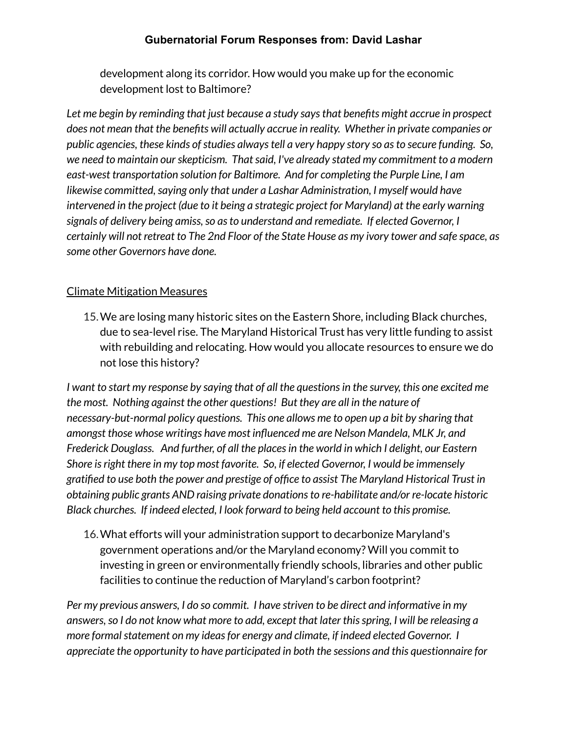development along its corridor. How would you make up for the economic development lost to Baltimore?

*Let me begin by reminding that just because a study says that benefits might accrue in prospect does not mean that the benefits will actually accrue in reality. Whether in private companies or public agencies, these kinds of studies always tell a very happy story so as to secure funding. So, we need to maintain our skepticism. That said, I've already stated my commitment to a modern east-west transportation solution for Baltimore. And for completing the Purple Line, I am likewise committed, saying only that under a Lashar Administration, I myself would have intervened in the project (due to it being a strategic project for Maryland) at the early warning signals of delivery being amiss, so as to understand and remediate. If elected Governor, I certainly will not retreat to The 2nd Floor of the State House as my ivory tower and safe space, as some other Governors have done.*

<u>Climate Mitigation Measures</u>

15. We are losing many historic sites on the Eastern Shore, including Black churches, due to sea-level rise. The Maryland Historical Trust has very little funding to assist with rebuilding and relocating. How would you allocate resources to ensure we do not lose this history?

*I want to start my response by saying that of all the questions in the survey, this one excited me the most. Nothing against the other questions! But they are all in the nature of necessary-but-normal policy questions. This one allows me to open up a bit by sharing that amongst those whose writings have most influenced me are Nelson Mandela, MLK Jr, and Frederick Douglass. And further, of all the places in the world in which I delight, our Eastern Shore is right there in my top most favorite. So, if elected Governor, I would be immensely gratified to use both the power and prestige of office to assist The Maryland Historical Trust in obtaining public grants AND raising private donations to re-habilitate and/or re-locate historic Black churches. If indeed elected, I look forward to being held account to this promise.*

16. What efforts will your administration support to decarbonize Maryland's government operations and/or the Maryland economy? Will you commit to investing in green or environmentally friendly schools, libraries and other public facilities to continue the reduction of Maryland's carbon footprint?

*Per my previous answers, I do so commit. I have striven to be direct and informative in my answers, so I do not know what more to add, except that later this spring, I will be releasing a more formal statement on my ideas for energy and climate, if indeed elected Governor. I appreciate the opportunity to have participated in both the sessions and this questionnaire for*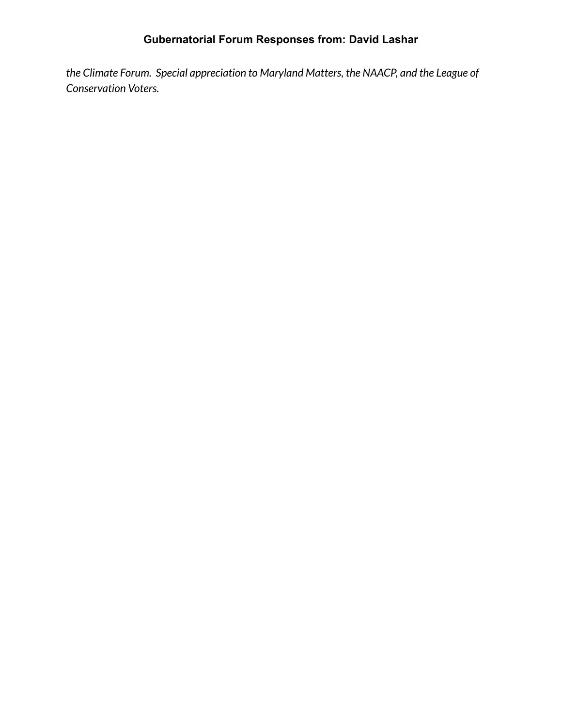*the Climate Forum. Special appreciation to Maryland Matters, the NAACP, and the League of Conservation Voters.*